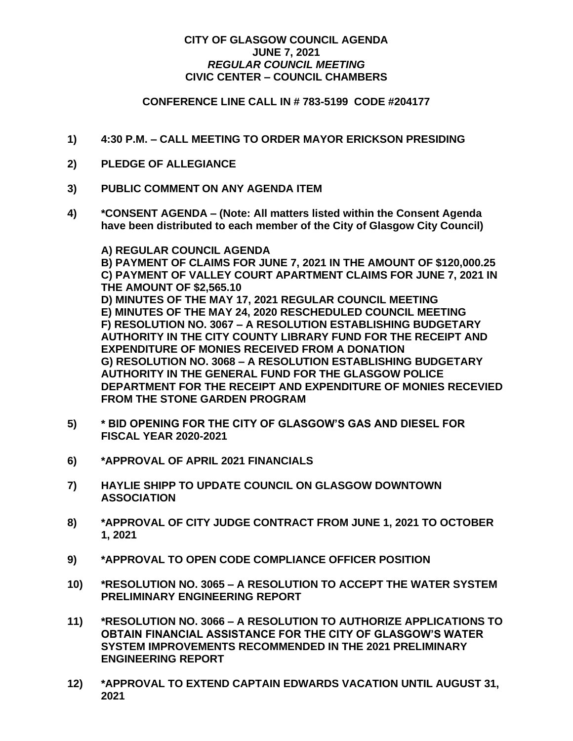**CITY OF GLASGOW COUNCIL AGENDA**
**JUNE 7, 2021**
***REGULAR COUNCIL MEETING***
**CIVIC CENTER – COUNCIL CHAMBERS**

**CONFERENCE LINE CALL IN # 783-5199 CODE #204177**

**1) 4:30 P.M. – CALL MEETING TO ORDER MAYOR ERICKSON PRESIDING**

**2) PLEDGE OF ALLEGIANCE**

**3) PUBLIC COMMENT ON ANY AGENDA ITEM**

**4) *CONSENT AGENDA – (Note: All matters listed within the Consent Agenda have been distributed to each member of the City of Glasgow City Council)**

**A) REGULAR COUNCIL AGENDA**
**B) PAYMENT OF CLAIMS FOR JUNE 7, 2021 IN THE AMOUNT OF $120,000.25**
**C) PAYMENT OF VALLEY COURT APARTMENT CLAIMS FOR JUNE 7, 2021 IN THE AMOUNT OF $2,565.10**
**D) MINUTES OF THE MAY 17, 2021 REGULAR COUNCIL MEETING**
**E) MINUTES OF THE MAY 24, 2020 RESCHEDULED COUNCIL MEETING**
**F) RESOLUTION NO. 3067 – A RESOLUTION ESTABLISHING BUDGETARY AUTHORITY IN THE CITY COUNTY LIBRARY FUND FOR THE RECEIPT AND EXPENDITURE OF MONIES RECEIVED FROM A DONATION**
**G) RESOLUTION NO. 3068 – A RESOLUTION ESTABLISHING BUDGETARY AUTHORITY IN THE GENERAL FUND FOR THE GLASGOW POLICE DEPARTMENT FOR THE RECEIPT AND EXPENDITURE OF MONIES RECEVIED FROM THE STONE GARDEN PROGRAM**

**5) * BID OPENING FOR THE CITY OF GLASGOW'S GAS AND DIESEL FOR FISCAL YEAR 2020-2021**

**6) *APPROVAL OF APRIL 2021 FINANCIALS**

**7) HAYLIE SHIPP TO UPDATE COUNCIL ON GLASGOW DOWNTOWN ASSOCIATION**

**8) *APPROVAL OF CITY JUDGE CONTRACT FROM JUNE 1, 2021 TO OCTOBER 1, 2021**

**9) *APPROVAL TO OPEN CODE COMPLIANCE OFFICER POSITION**

**10) *RESOLUTION NO. 3065 – A RESOLUTION TO ACCEPT THE WATER SYSTEM PRELIMINARY ENGINEERING REPORT**

**11) *RESOLUTION NO. 3066 – A RESOLUTION TO AUTHORIZE APPLICATIONS TO OBTAIN FINANCIAL ASSISTANCE FOR THE CITY OF GLASGOW'S WATER SYSTEM IMPROVEMENTS RECOMMENDED IN THE 2021 PRELIMINARY ENGINEERING REPORT**

**12) *APPROVAL TO EXTEND CAPTAIN EDWARDS VACATION UNTIL AUGUST 31, 2021**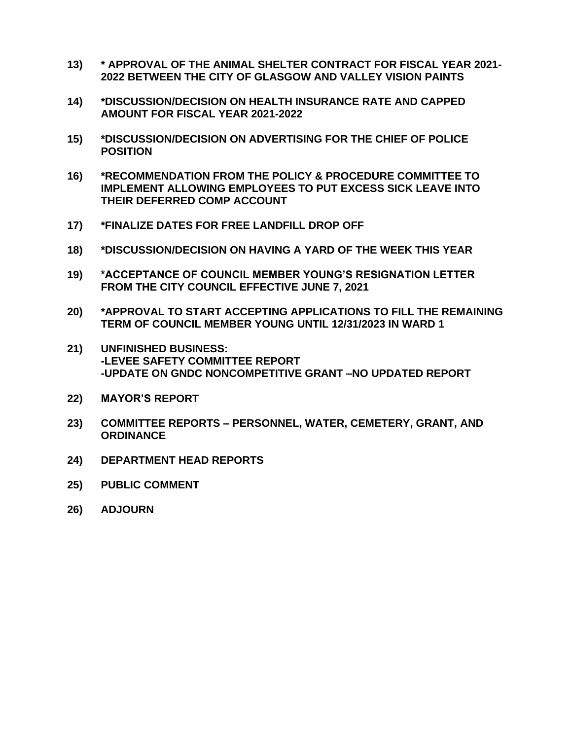13) **\* APPROVAL OF THE ANIMAL SHELTER CONTRACT FOR FISCAL YEAR 2021-2022 BETWEEN THE CITY OF GLASGOW AND VALLEY VISION PAINTS**

14) **\*DISCUSSION/DECISION ON HEALTH INSURANCE RATE AND CAPPED AMOUNT FOR FISCAL YEAR 2021-2022**

15) **\*DISCUSSION/DECISION ON ADVERTISING FOR THE CHIEF OF POLICE POSITION**

16) **\*RECOMMENDATION FROM THE POLICY & PROCEDURE COMMITTEE TO IMPLEMENT ALLOWING EMPLOYEES TO PUT EXCESS SICK LEAVE INTO THEIR DEFERRED COMP ACCOUNT**

17) **\*FINALIZE DATES FOR FREE LANDFILL DROP OFF**

18) **\*DISCUSSION/DECISION ON HAVING A YARD OF THE WEEK THIS YEAR**

19) **\*ACCEPTANCE OF COUNCIL MEMBER YOUNG'S RESIGNATION LETTER FROM THE CITY COUNCIL EFFECTIVE JUNE 7, 2021**

20) **\*APPROVAL TO START ACCEPTING APPLICATIONS TO FILL THE REMAINING TERM OF COUNCIL MEMBER YOUNG UNTIL 12/31/2023 IN WARD 1**

21) **UNFINISHED BUSINESS:**
    **-LEVEE SAFETY COMMITTEE REPORT**
    **-UPDATE ON GNDC NONCOMPETITIVE GRANT –NO UPDATED REPORT**

22) **MAYOR'S REPORT**

23) **COMMITTEE REPORTS – PERSONNEL, WATER, CEMETERY, GRANT, AND ORDINANCE**

24) **DEPARTMENT HEAD REPORTS**

25) **PUBLIC COMMENT**

26) **ADJOURN**